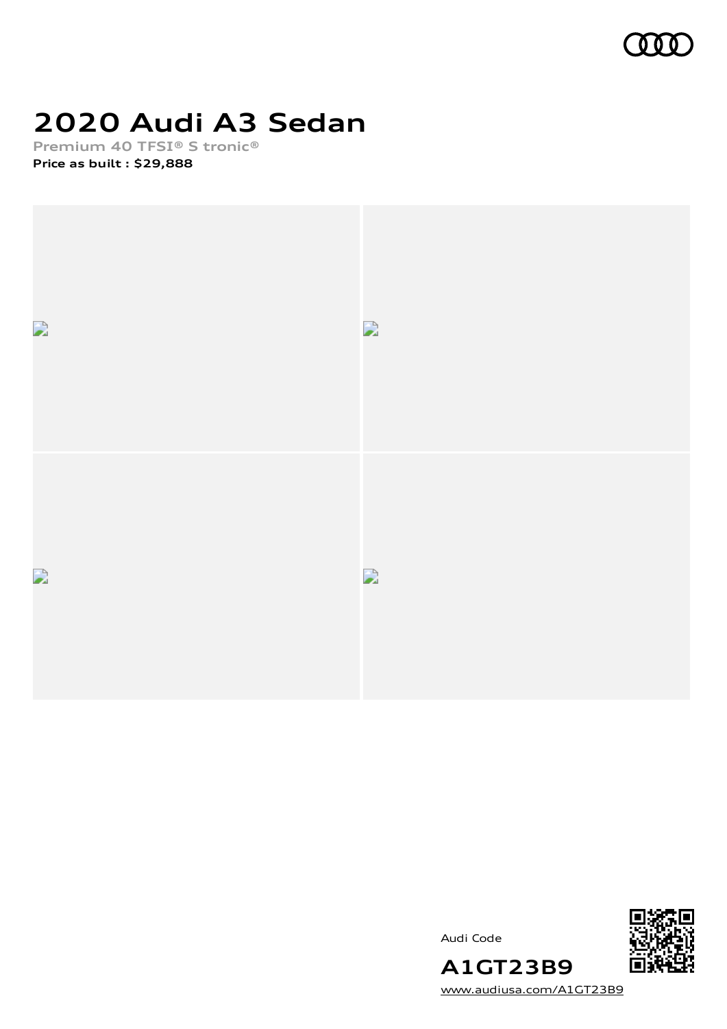# 2020 Audi A3 Sedan

**Premium 40 TFSI® S tronic®**

**Price as built : $29,888**

Audi Code

**A1GT23B9**

www.audiusa.com/A1GT23B9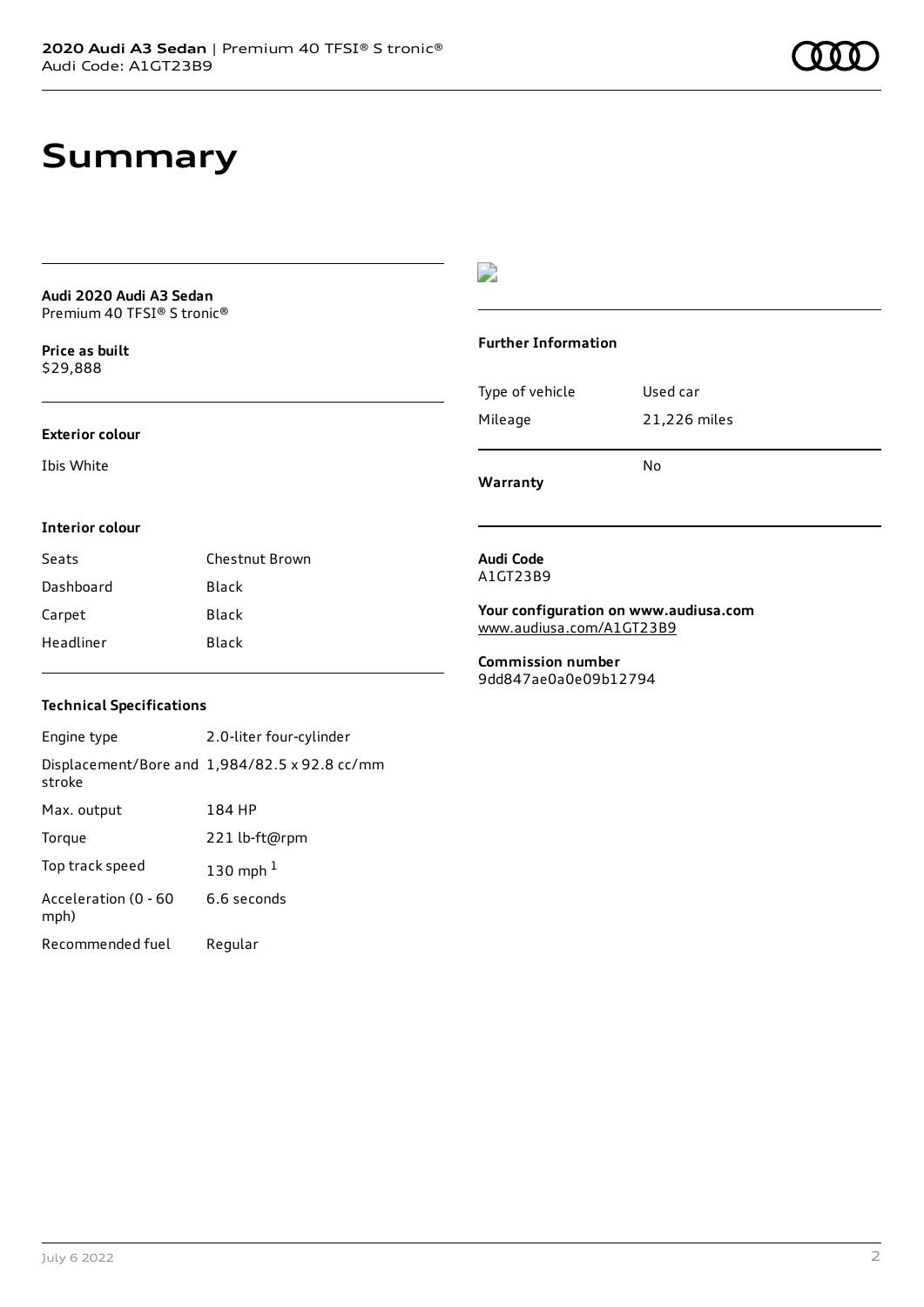# Summary

**Audi 2020 Audi A3 Sedan**
Premium 40 TFSI® S tronic®

**Price as built**
$29,888

### Exterior colour

Ibis White

### Interior colour

| | |
|---|---|
| Seats | Chestnut Brown |
| Dashboard | Black |
| Carpet | Black |
| Headliner | Black |

### Technical Specifications

| | |
|---|---|
| Engine type | 2.0-liter four-cylinder |
| Displacement/Bore and stroke | 1,984/82.5 x 92.8 cc/mm |
| Max. output | 184 HP |
| Torque | 221 lb-ft@rpm |
| Top track speed | 130 mph [1] |
| Acceleration (0 - 60 mph) | 6.6 seconds |
| Recommended fuel | Regular |

### Further Information

| | |
|---|---|
| Type of vehicle | Used car |
| Mileage | 21,226 miles |
| **Warranty** | No |

**Audi Code**
A1GT23B9

**Your configuration on www.audiusa.com**
www.audiusa.com/A1GT23B9

**Commission number**
9dd847ae0a0e09b12794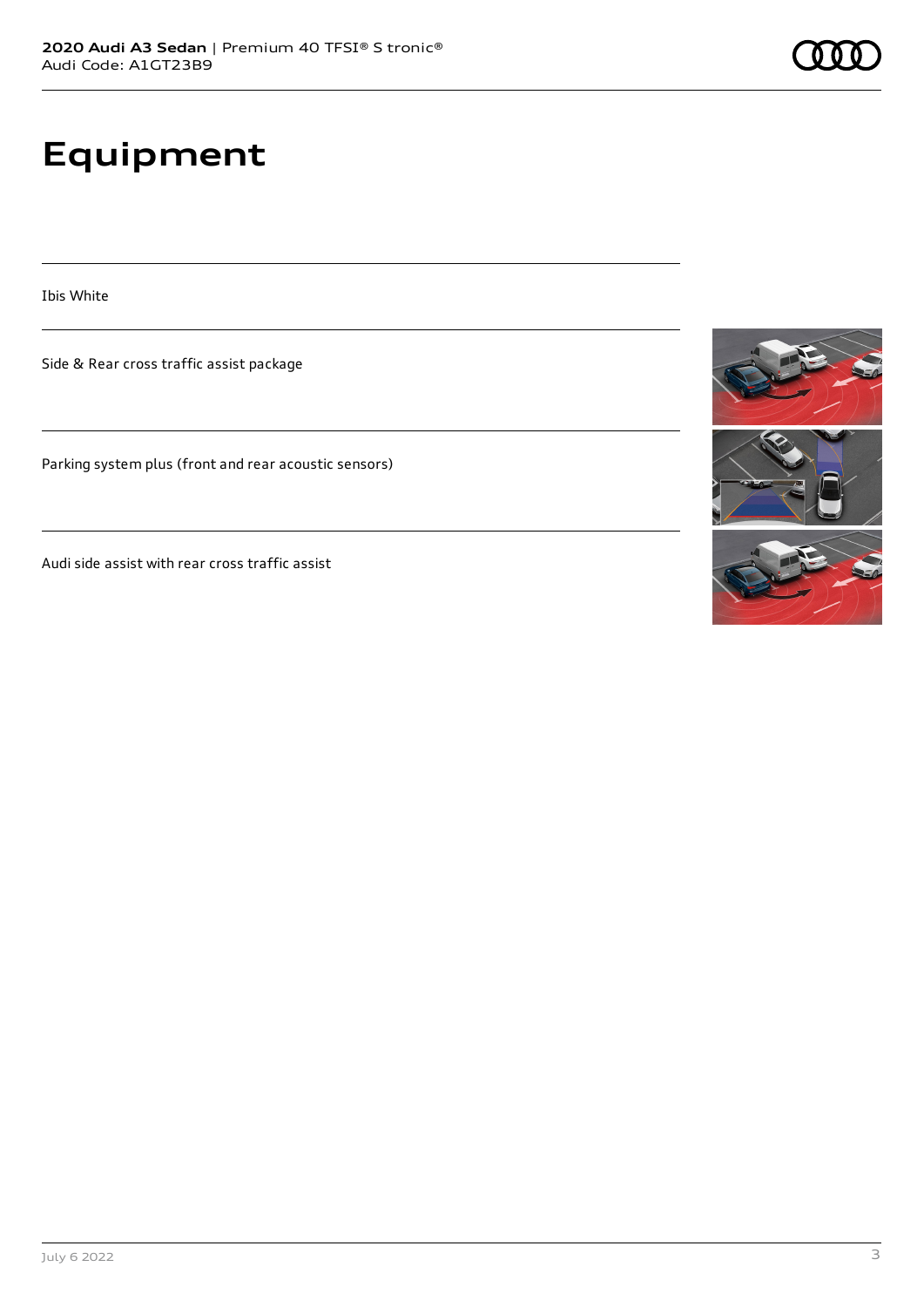# Equipment

Ibis White

Side & Rear cross traffic assist package

Parking system plus (front and rear acoustic sensors)

Audi side assist with rear cross traffic assist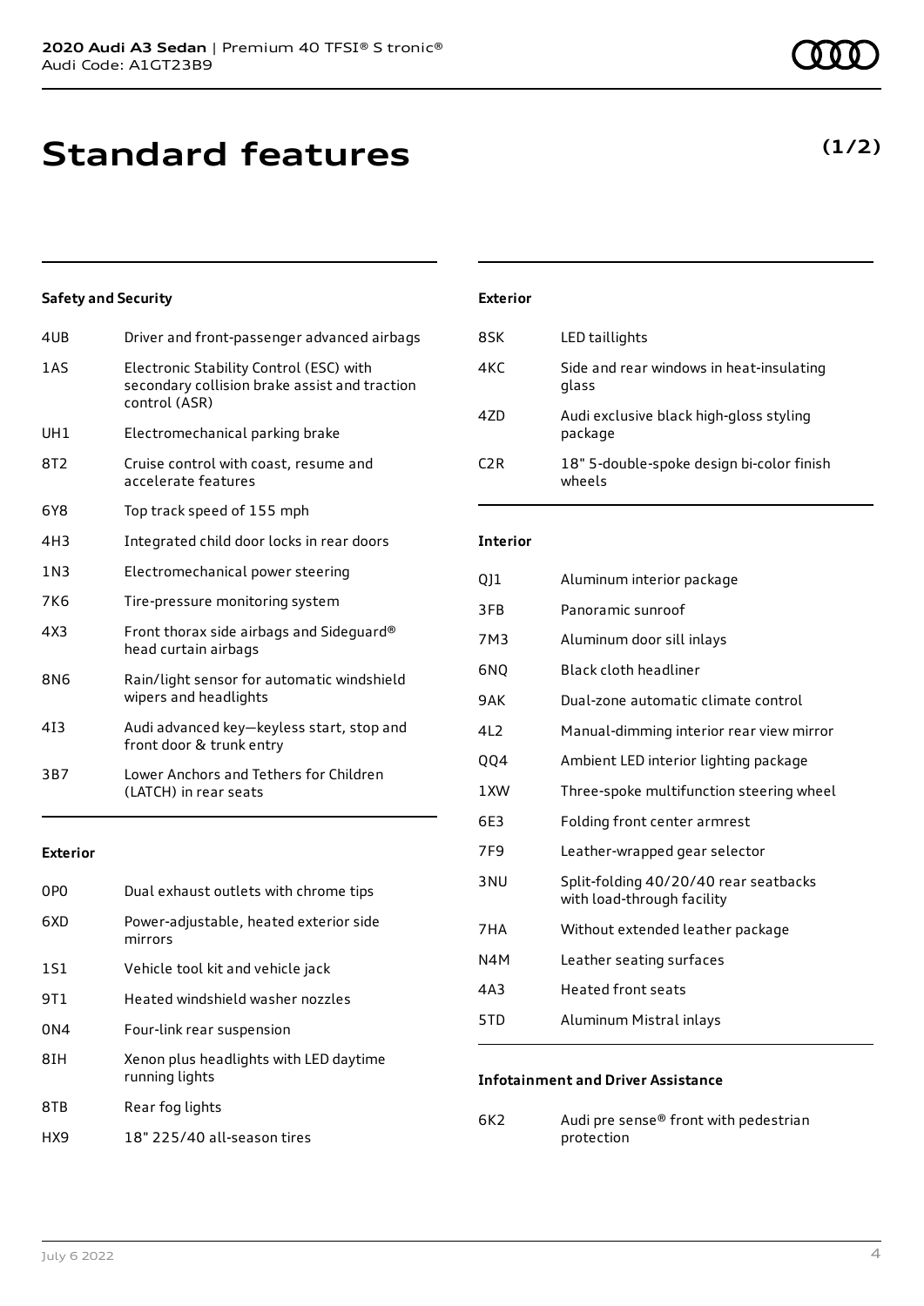# Standard features

**(1/2)**

### Safety and Security

| | |
|---|---|
| 4UB | Driver and front-passenger advanced airbags |
| 1AS | Electronic Stability Control (ESC) with secondary collision brake assist and traction control (ASR) |
| UH1 | Electromechanical parking brake |
| 8T2 | Cruise control with coast, resume and accelerate features |
| 6Y8 | Top track speed of 155 mph |
| 4H3 | Integrated child door locks in rear doors |
| 1N3 | Electromechanical power steering |
| 7K6 | Tire-pressure monitoring system |
| 4X3 | Front thorax side airbags and Sideguard® head curtain airbags |
| 8N6 | Rain/light sensor for automatic windshield wipers and headlights |
| 4I3 | Audi advanced key—keyless start, stop and front door & trunk entry |
| 3B7 | Lower Anchors and Tethers for Children (LATCH) in rear seats |

### Exterior

| | |
|---|---|
| 0P0 | Dual exhaust outlets with chrome tips |
| 6XD | Power-adjustable, heated exterior side mirrors |
| 1S1 | Vehicle tool kit and vehicle jack |
| 9T1 | Heated windshield washer nozzles |
| 0N4 | Four-link rear suspension |
| 8IH | Xenon plus headlights with LED daytime running lights |
| 8TB | Rear fog lights |
| HX9 | 18" 225/40 all-season tires |
| 8SK | LED taillights |
| 4KC | Side and rear windows in heat-insulating glass |
| 4ZD | Audi exclusive black high-gloss styling package |
| C2R | 18" 5-double-spoke design bi-color finish wheels |

### Interior

| | |
|---|---|
| QJ1 | Aluminum interior package |
| 3FB | Panoramic sunroof |
| 7M3 | Aluminum door sill inlays |
| 6NQ | Black cloth headliner |
| 9AK | Dual-zone automatic climate control |
| 4L2 | Manual-dimming interior rear view mirror |
| QQ4 | Ambient LED interior lighting package |
| 1XW | Three-spoke multifunction steering wheel |
| 6E3 | Folding front center armrest |
| 7F9 | Leather-wrapped gear selector |
| 3NU | Split-folding 40/20/40 rear seatbacks with load-through facility |
| 7HA | Without extended leather package |
| N4M | Leather seating surfaces |
| 4A3 | Heated front seats |
| 5TD | Aluminum Mistral inlays |

### Infotainment and Driver Assistance

| | |
|---|---|
| 6K2 | Audi pre sense® front with pedestrian protection |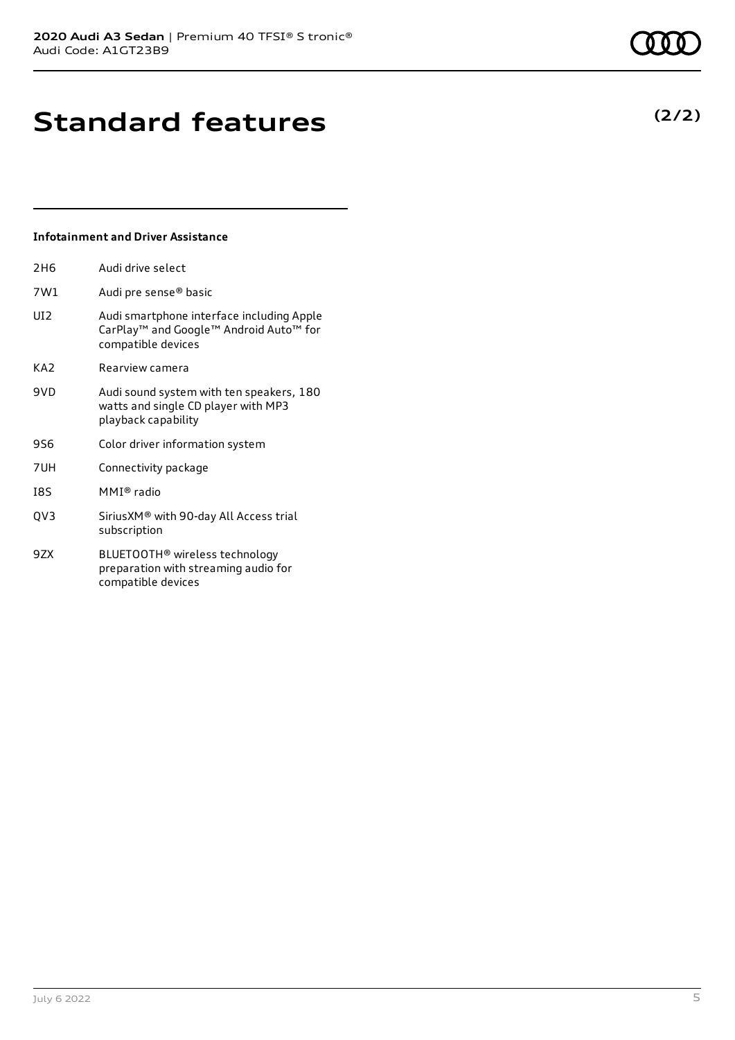# Standard features

**(2/2)**

### Infotainment and Driver Assistance

| | |
|---|---|
| 2H6 | Audi drive select |
| 7W1 | Audi pre sense® basic |
| UI2 | Audi smartphone interface including Apple CarPlay™ and Google™ Android Auto™ for compatible devices |
| KA2 | Rearview camera |
| 9VD | Audi sound system with ten speakers, 180 watts and single CD player with MP3 playback capability |
| 9S6 | Color driver information system |
| 7UH | Connectivity package |
| I8S | MMI® radio |
| QV3 | SiriusXM® with 90-day All Access trial subscription |
| 9ZX | BLUETOOTH® wireless technology preparation with streaming audio for compatible devices |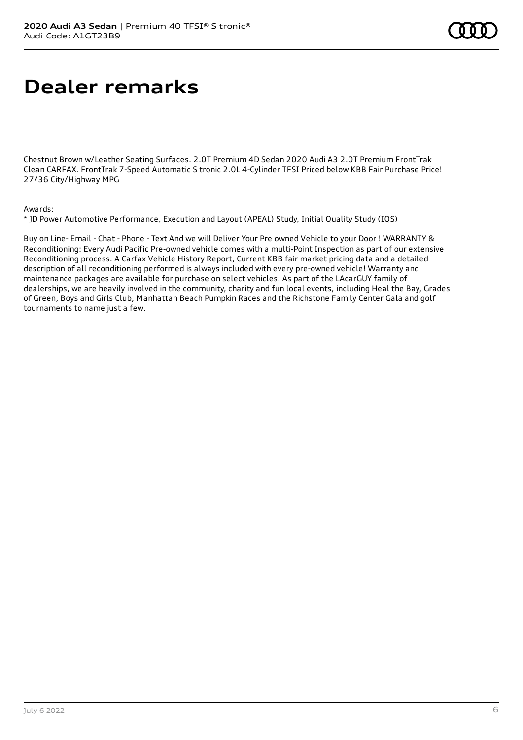# Dealer remarks

Chestnut Brown w/Leather Seating Surfaces. 2.0T Premium 4D Sedan 2020 Audi A3 2.0T Premium FrontTrak Clean CARFAX. FrontTrak 7-Speed Automatic S tronic 2.0L 4-Cylinder TFSI Priced below KBB Fair Purchase Price! 27/36 City/Highway MPG

Awards:
* JD Power Automotive Performance, Execution and Layout (APEAL) Study, Initial Quality Study (IQS)

Buy on Line- Email - Chat - Phone - Text And we will Deliver Your Pre owned Vehicle to your Door ! WARRANTY & Reconditioning: Every Audi Pacific Pre-owned vehicle comes with a multi-Point Inspection as part of our extensive Reconditioning process. A Carfax Vehicle History Report, Current KBB fair market pricing data and a detailed description of all reconditioning performed is always included with every pre-owned vehicle! Warranty and maintenance packages are available for purchase on select vehicles. As part of the LAcarGUY family of dealerships, we are heavily involved in the community, charity and fun local events, including Heal the Bay, Grades of Green, Boys and Girls Club, Manhattan Beach Pumpkin Races and the Richstone Family Center Gala and golf tournaments to name just a few.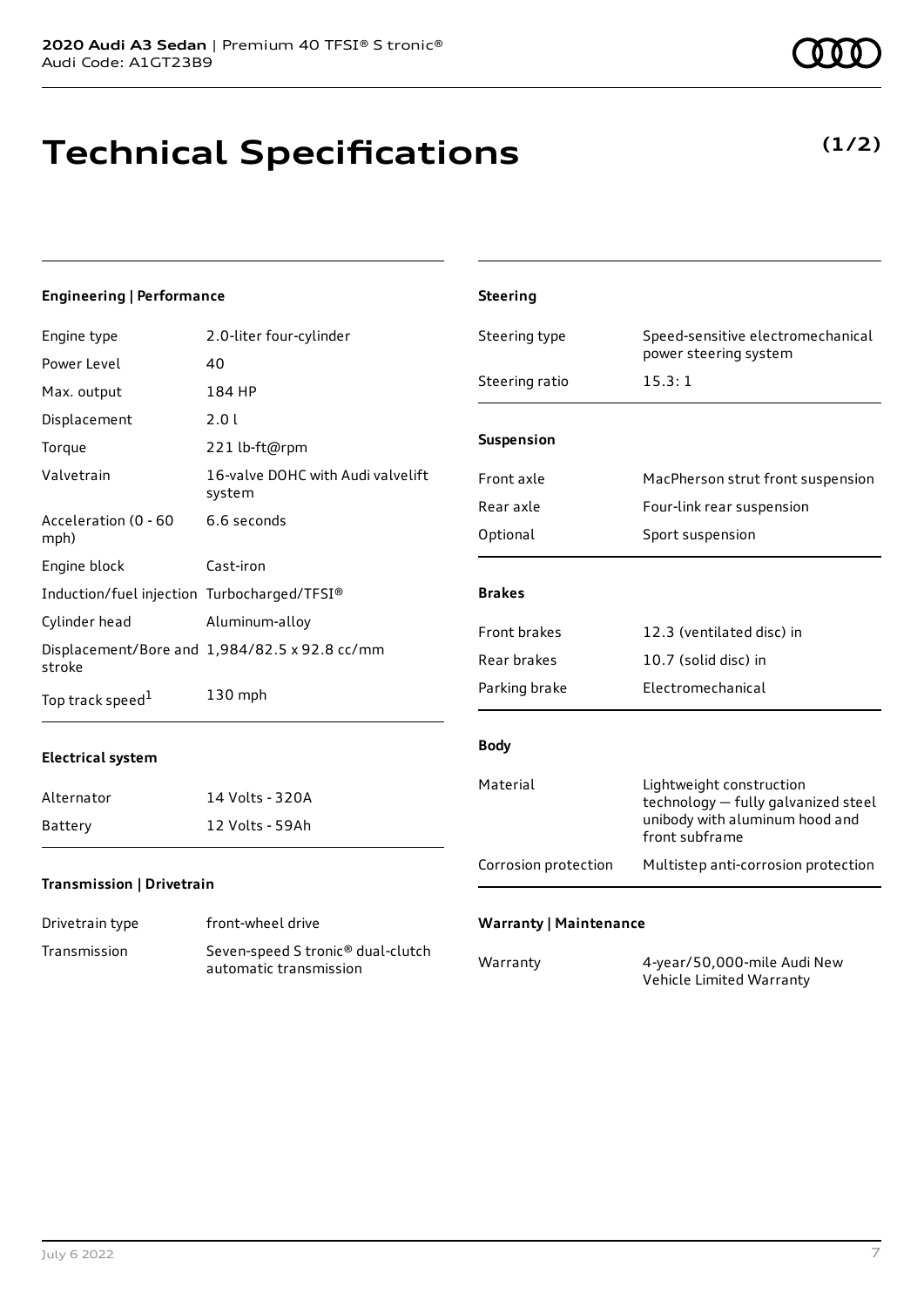# Technical Specifications

**(1/2)**

### Engineering | Performance

| | |
|---|---|
| Engine type | 2.0-liter four-cylinder |
| Power Level | 40 |
| Max. output | 184 HP |
| Displacement | 2.0 l |
| Torque | 221 lb-ft@rpm |
| Valvetrain | 16-valve DOHC with Audi valvelift system |
| Acceleration (0 - 60 mph) | 6.6 seconds |
| Engine block | Cast-iron |
| Induction/fuel injection | Turbocharged/TFSI® |
| Cylinder head | Aluminum-alloy |
| Displacement/Bore and stroke | 1,984/82.5 x 92.8 cc/mm |
| Top track speed[1] | 130 mph |

### Electrical system

| | |
|---|---|
| Alternator | 14 Volts - 320A |
| Battery | 12 Volts - 59Ah |

### Transmission | Drivetrain

| | |
|---|---|
| Drivetrain type | front-wheel drive |
| Transmission | Seven-speed S tronic® dual-clutch automatic transmission |

### Steering

| | |
|---|---|
| Steering type | Speed-sensitive electromechanical power steering system |
| Steering ratio | 15.3: 1 |

### Suspension

| | |
|---|---|
| Front axle | MacPherson strut front suspension |
| Rear axle | Four-link rear suspension |
| Optional | Sport suspension |

### Brakes

| | |
|---|---|
| Front brakes | 12.3 (ventilated disc) in |
| Rear brakes | 10.7 (solid disc) in |
| Parking brake | Electromechanical |

### Body

| | |
|---|---|
| Material | Lightweight construction technology — fully galvanized steel unibody with aluminum hood and front subframe |
| Corrosion protection | Multistep anti-corrosion protection |

### Warranty | Maintenance

| | |
|---|---|
| Warranty | 4-year/50,000-mile Audi New Vehicle Limited Warranty |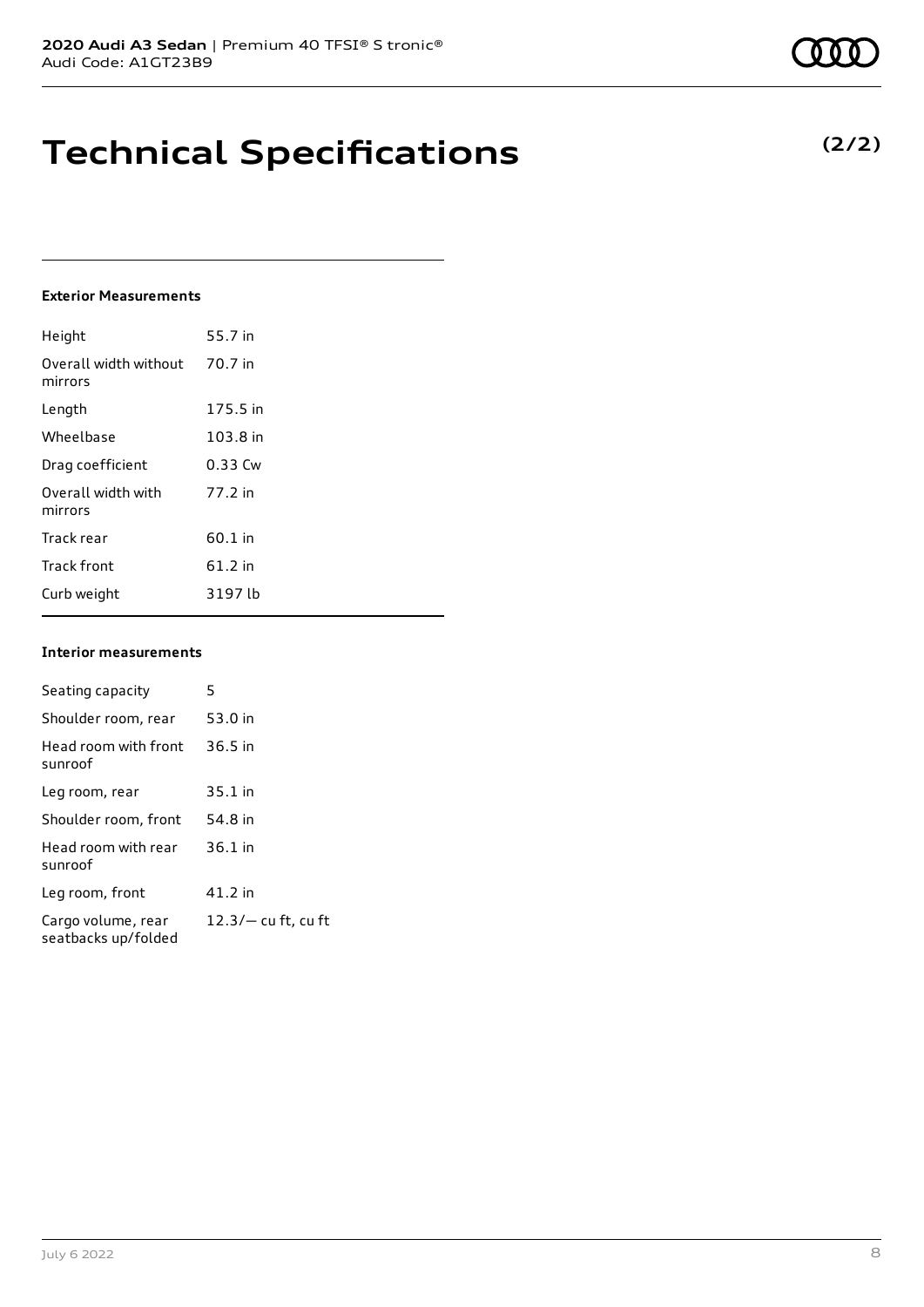# Technical Specifications

**(2/2)**

**Exterior Measurements**

| | |
|---|---|
| Height | 55.7 in |
| Overall width without mirrors | 70.7 in |
| Length | 175.5 in |
| Wheelbase | 103.8 in |
| Drag coefficient | 0.33 Cw |
| Overall width with mirrors | 77.2 in |
| Track rear | 60.1 in |
| Track front | 61.2 in |
| Curb weight | 3197 lb |

**Interior measurements**

| | |
|---|---|
| Seating capacity | 5 |
| Shoulder room, rear | 53.0 in |
| Head room with front sunroof | 36.5 in |
| Leg room, rear | 35.1 in |
| Shoulder room, front | 54.8 in |
| Head room with rear sunroof | 36.1 in |
| Leg room, front | 41.2 in |
| Cargo volume, rear seatbacks up/folded | 12.3/— cu ft, cu ft |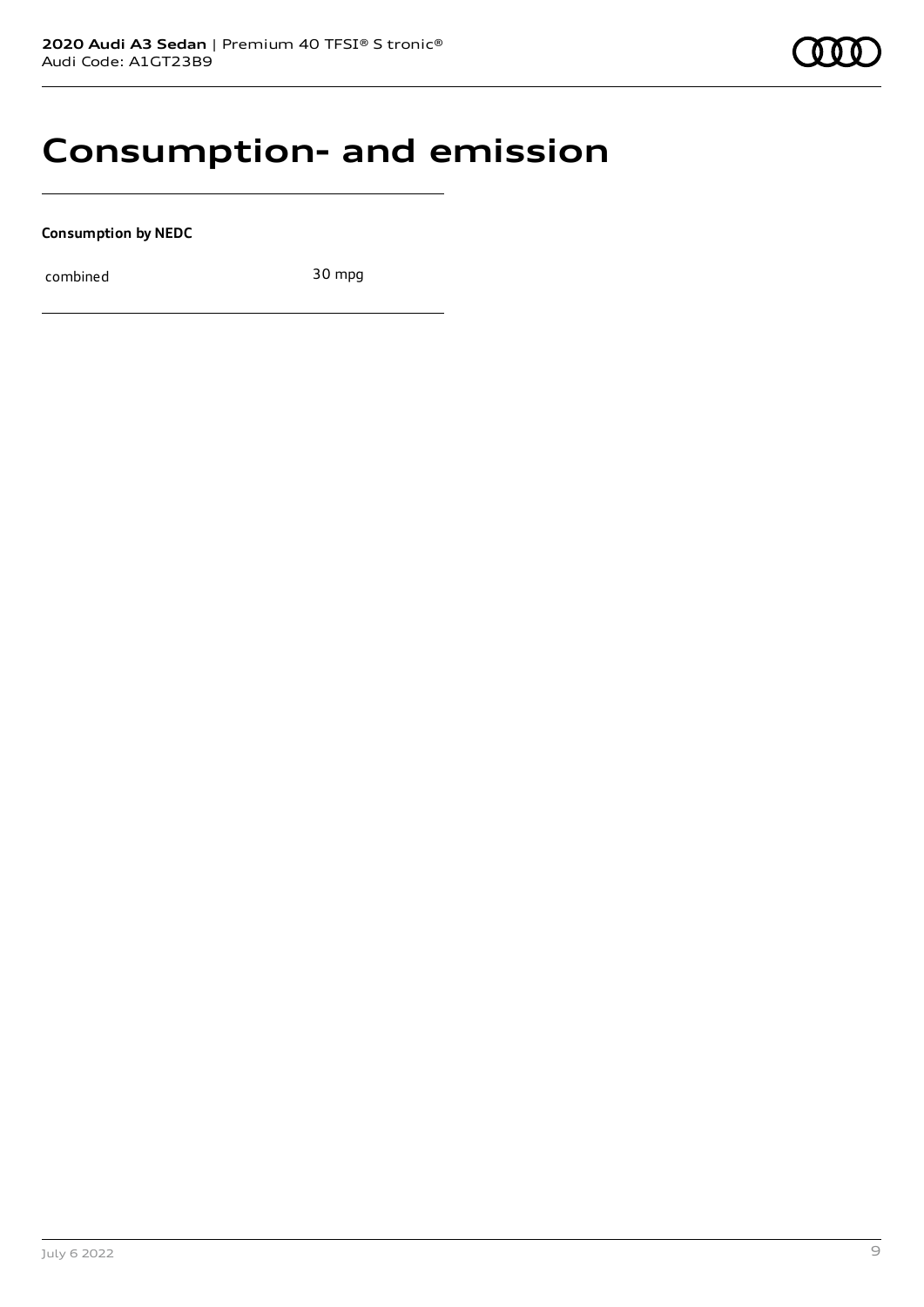# Consumption- and emission

**Consumption by NEDC**

| | |
|---|---|
| combined | 30 mpg |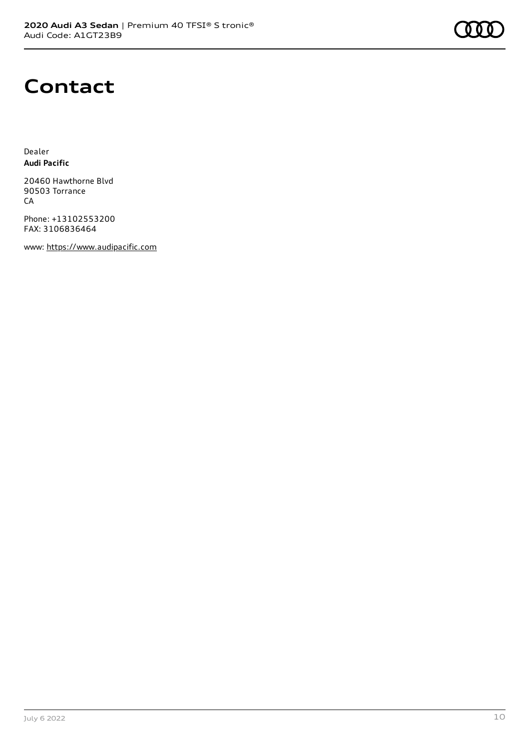# Contact

Dealer
**Audi Pacific**

20460 Hawthorne Blvd
90503 Torrance
CA

Phone: +13102553200
FAX: 3106836464

www: https://www.audipacific.com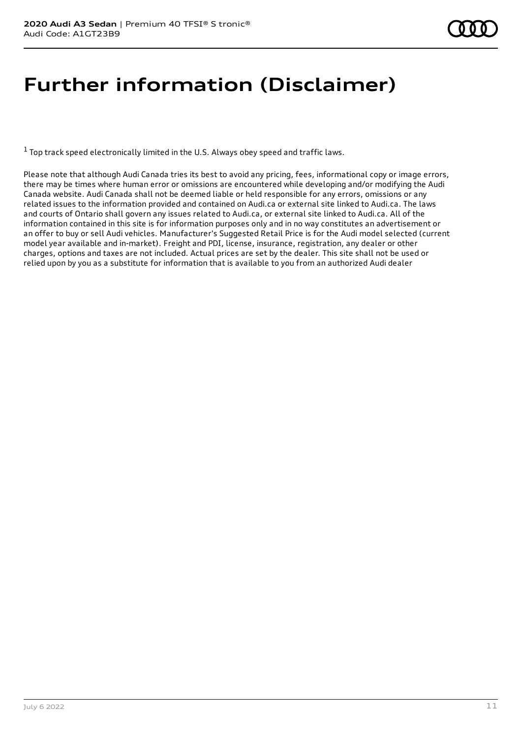# Further information (Disclaimer)

[1] Top track speed electronically limited in the U.S. Always obey speed and traffic laws.

Please note that although Audi Canada tries its best to avoid any pricing, fees, informational copy or image errors, there may be times where human error or omissions are encountered while developing and/or modifying the Audi Canada website. Audi Canada shall not be deemed liable or held responsible for any errors, omissions or any related issues to the information provided and contained on Audi.ca or external site linked to Audi.ca. The laws and courts of Ontario shall govern any issues related to Audi.ca, or external site linked to Audi.ca. All of the information contained in this site is for information purposes only and in no way constitutes an advertisement or an offer to buy or sell Audi vehicles. Manufacturer's Suggested Retail Price is for the Audi model selected (current model year available and in-market). Freight and PDI, license, insurance, registration, any dealer or other charges, options and taxes are not included. Actual prices are set by the dealer. This site shall not be used or relied upon by you as a substitute for information that is available to you from an authorized Audi dealer